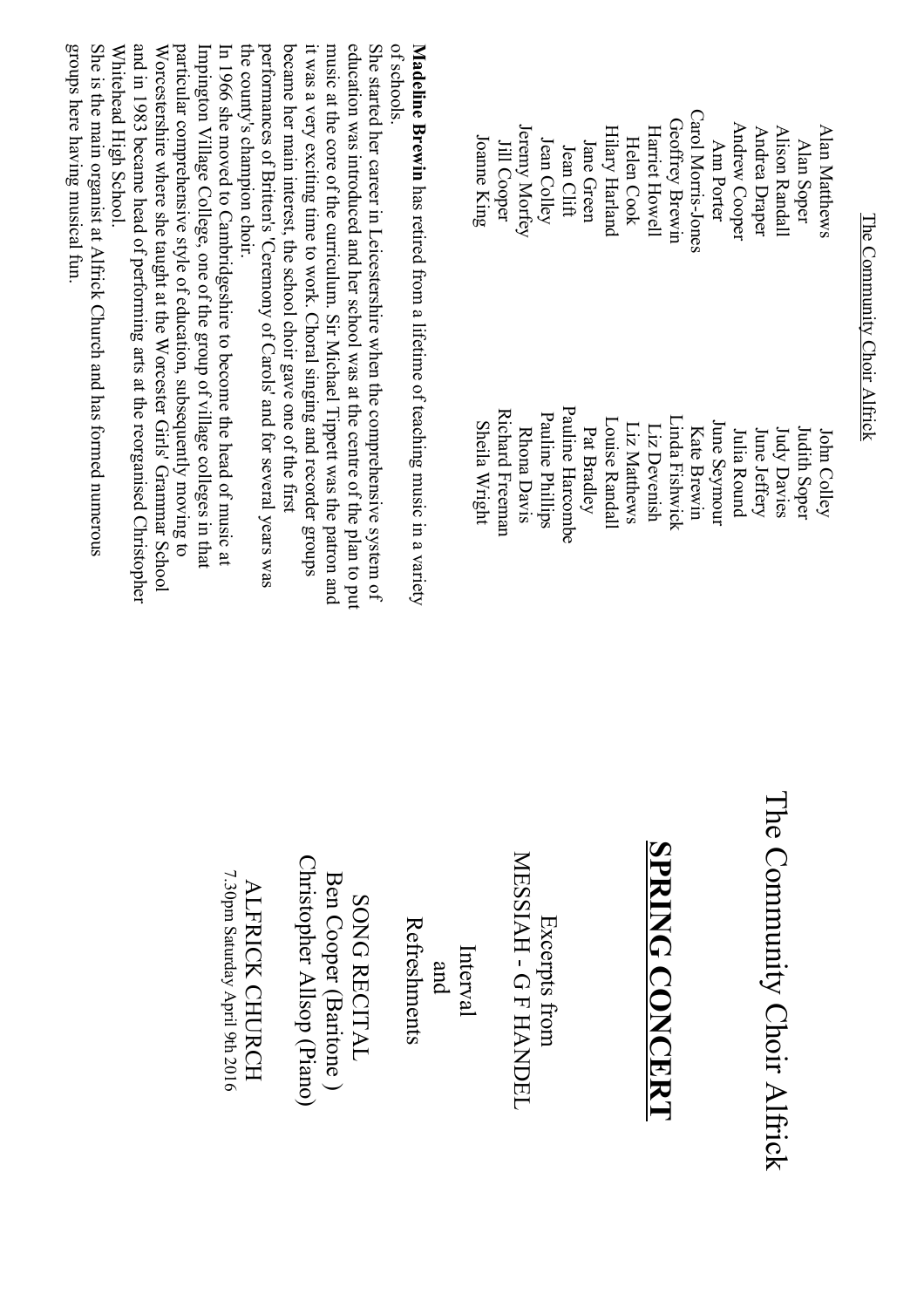## The Community Choir Alfrick

| | |
|---|---|
| Alan Matthews | John Colley |
| Alan Soper | Judith Soper |
| Alison Randall | Judy Davies |
| Andrea Draper | June Jeffery |
| Andrew Cooper | Julia Round |
| Ann Porter | June Seymour |
| Carol Morris-Jones | Kate Brewin |
| Geoffrey Brewin | Linda Fishwick |
| Harriet Howell | Liz Devenish |
| Helen Cook | Liz Matthews |
| Hilary Harland | Louise Randall |
| Jane Green | Pat Bradley |
| Jean Clift | Pauline Harcombe |
| Jean Colley | Pauline Phillips |
| Jeremy Morfey | Rhona Davis |
| Jill Cooper | Richard Freeman |
| Joanne King | Sheila Wright |

**Madeline Brewin** has retired from a lifetime of teaching music in a variety of schools.

She started her career in Leicestershire when the comprehensive system of education was introduced and her school was at the centre of the plan to put music at the core of the curriculum. Sir Michael Tippett was the patron and it was a very exciting time to work. Choral singing and recorder groups became her main interest, the school choir gave one of the first performances of Britten's 'Ceremony of Carols' and for several years was the county's champion choir.

In 1966 she moved to Cambridgeshire to become the head of music at Impington Village College, one of the group of village colleges in that particular comprehensive style of education, subsequently moving to Worcestershire where she taught at the Worcester Girls' Grammar School and in 1983 became head of performing arts at the reorganised Christopher Whitehead High School.

She is the main organist at Alfrick Church and has formed numerous groups here having musical fun.

# The Community Choir Alfrick

## SPRING CONCERT

Excerpts from
MESSIAH - G F HANDEL

Interval
and
Refreshments

SONG RECITAL
Ben Cooper (Baritone )
Christopher Allsop (Piano)

ALFRICK CHURCH
7.30pm Saturday April 9th 2016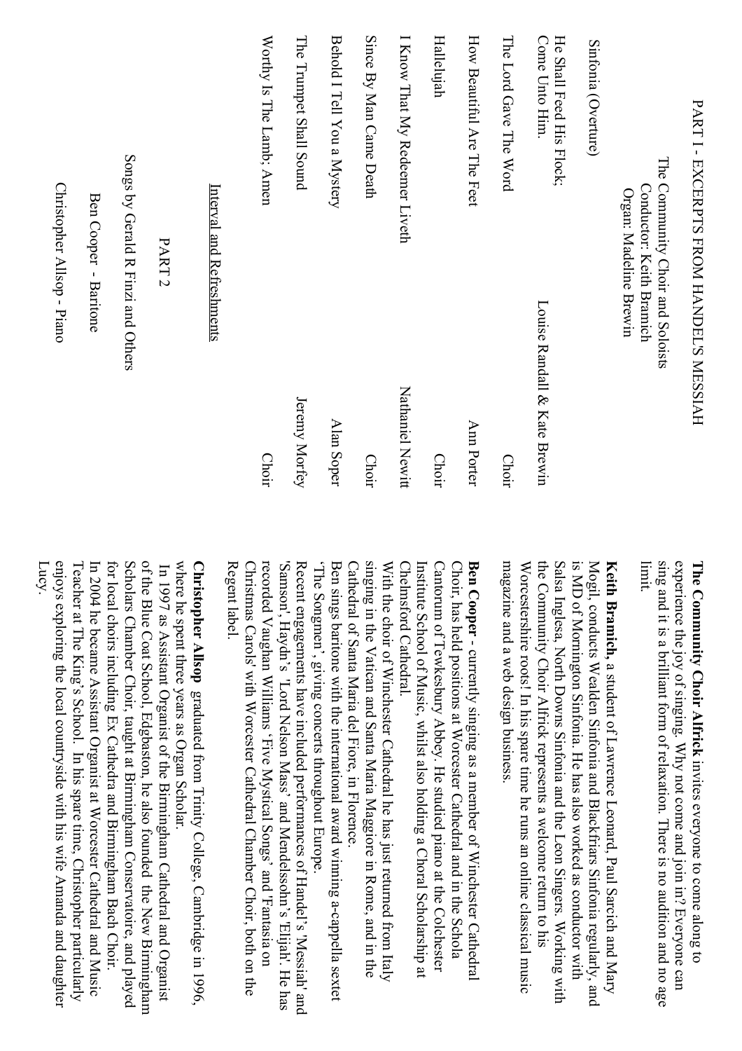# PART I - EXCERPTS FROM HANDEL'S MESSIAH

The Community Choir and Soloists
Conductor: Keith Bramich
Organ: Madeline Brewin

| | |
|---|---|
| Sinfonia (Overture) | |
| He Shall Feed His Flock; Come Unto Him. | Louise Randall & Kate Brewin |
| The Lord Gave The Word | Choir |
| How Beautiful Are The Feet | Ann Porter |
| Hallelujah | Choir |
| I Know That My Redeemer Liveth | Nathaniel Newitt |
| Since By Man Came Death | Choir |
| Behold I Tell You a Mystery | Alan Soper |
| The Trumpet Shall Sound | Jeremy Morfey |
| Worthy Is The Lamb; Amen | Choir |

Interval and Refreshments

# PART 2

Songs by Gerald R Finzi and Others

Ben Cooper - Baritone

Christopher Allsop - Piano

**The Community Choir Alfrick** invites everyone to come along to experience the joy of singing. Why not come and join in? Everyone can sing and it is a brilliant form of relaxation. There is no audition and no age limit.

**Keith Bramich**, a student of Lawrence Leonard, Paul Sarcich and Mary Mogil, conducts Wealden Sinfonia and Blackfriars Sinfonia regularly, and is MD of Mornington Sinfonia. He has also worked as conductor with Salsa Inglesa, North Downs Sinfonia and the Leon Singers. Working with the Community Choir Alfrick represents a welcome return to his Worcestershire roots! In his spare time he runs an online classical music magazine and a web design business.

**Ben Cooper** - currently singing as a member of Winchester Cathedral Choir, has held positions at Worcester Cathedral and in the Schola Cantorum of Tewkesbury Abbey. He studied piano at the Colchester Institute School of Music, whilst also holding a Choral Scholarship at Chelmsford Cathedral.
With the choir of Winchester Cathedral he has just returned from Italy singing in the Vatican and Santa Maria Maggiore in Rome, and in the Cathedral of Santa Maria del Fiore, in Florence.
Ben sings baritone with the international award winning a-cappella sextet 'The Songmen', giving concerts throughout Europe.
Recent engagements have included performances of Handel's 'Messiah' and 'Samson', Haydn's 'Lord Nelson Mass' and Mendelssohn's 'Elijah'. He has recorded Vaughan Williams 'Five Mystical Songs' and 'Fantasia on Christmas Carols' with Worcester Cathedral Chamber Choir, both on the Regent label.

**Christopher Allsop** graduated from Trinity College, Cambridge in 1996, where he spent three years as Organ Scholar.
In 1997 as Assistant Organist of the Birmingham Cathedral and Organist of the Blue Coat School, Edgbaston, he also founded the New Birmingham Scholars Chamber Choir, taught at Birmingham Conservatoire, and played for local choirs including Ex Cathedra and Birmingham Bach Choir.
In 2004 he became Assistant Organist at Worcester Cathedral and Music Teacher at The King's School. In his spare time, Christopher particularly enjoys exploring the local countryside with his wife Amanda and daughter Lucy.